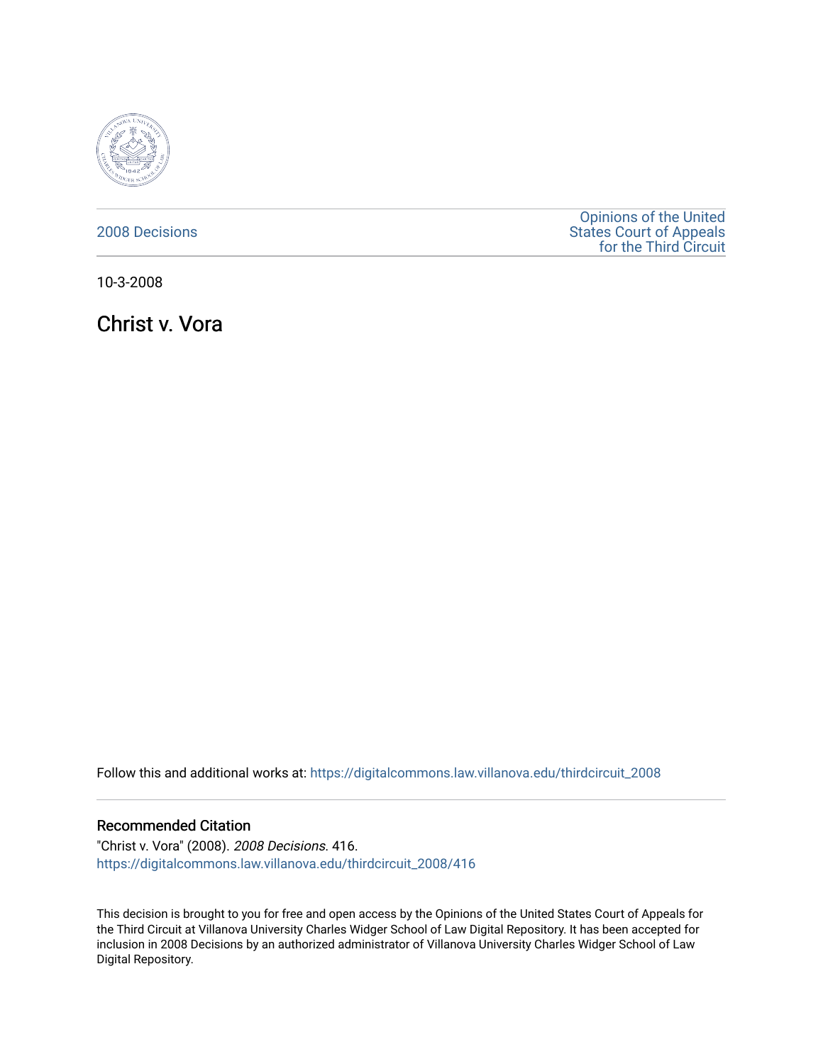2008 Decisions

Opinions of the United States Court of Appeals for the Third Circuit

10-3-2008

# Christ v. Vora

Follow this and additional works at: https://digitalcommons.law.villanova.edu/thirdcircuit_2008

## Recommended Citation

"Christ v. Vora" (2008). *2008 Decisions*. 416.
https://digitalcommons.law.villanova.edu/thirdcircuit_2008/416

This decision is brought to you for free and open access by the Opinions of the United States Court of Appeals for the Third Circuit at Villanova University Charles Widger School of Law Digital Repository. It has been accepted for inclusion in 2008 Decisions by an authorized administrator of Villanova University Charles Widger School of Law Digital Repository.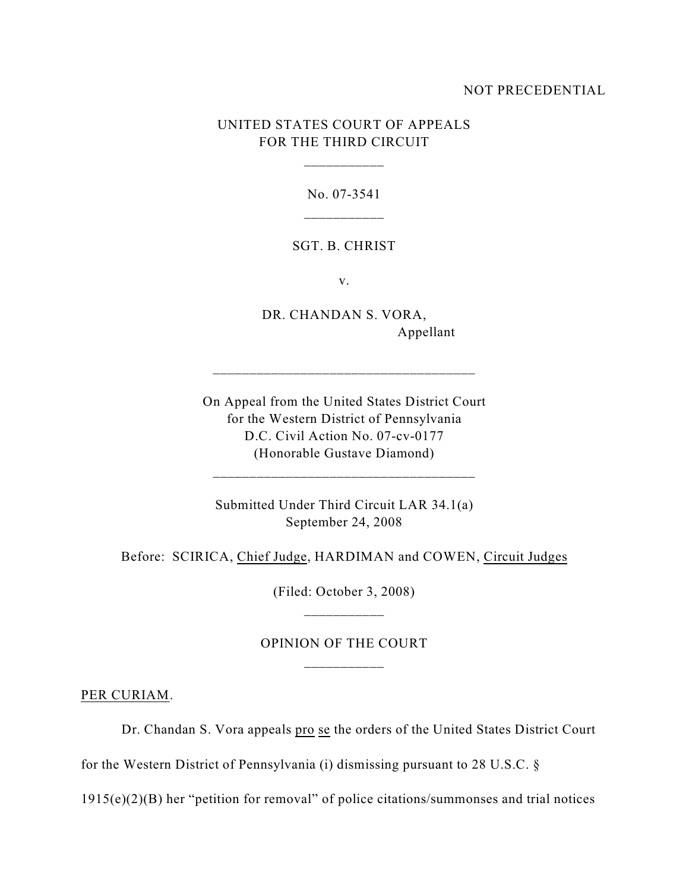NOT PRECEDENTIAL

UNITED STATES COURT OF APPEALS
FOR THE THIRD CIRCUIT

\_\_\_\_\_\_\_\_\_\_\_

No. 07-3541

\_\_\_\_\_\_\_\_\_\_\_

SGT. B. CHRIST

v.

DR. CHANDAN S. VORA,
Appellant

\_\_\_\_\_\_\_\_\_\_\_\_\_\_\_\_\_\_\_\_\_\_\_\_\_\_\_\_\_\_\_\_\_\_\_\_

On Appeal from the United States District Court
for the Western District of Pennsylvania
D.C. Civil Action No. 07-cv-0177
(Honorable Gustave Diamond)

\_\_\_\_\_\_\_\_\_\_\_\_\_\_\_\_\_\_\_\_\_\_\_\_\_\_\_\_\_\_\_\_\_\_\_\_

Submitted Under Third Circuit LAR 34.1(a)
September 24, 2008

Before: SCIRICA, Chief Judge, HARDIMAN and COWEN, Circuit Judges

(Filed: October 3, 2008)

\_\_\_\_\_\_\_\_\_\_\_

OPINION OF THE COURT

\_\_\_\_\_\_\_\_\_\_\_

PER CURIAM.

Dr. Chandan S. Vora appeals pro se the orders of the United States District Court for the Western District of Pennsylvania (i) dismissing pursuant to 28 U.S.C. § 1915(e)(2)(B) her "petition for removal" of police citations/summonses and trial notices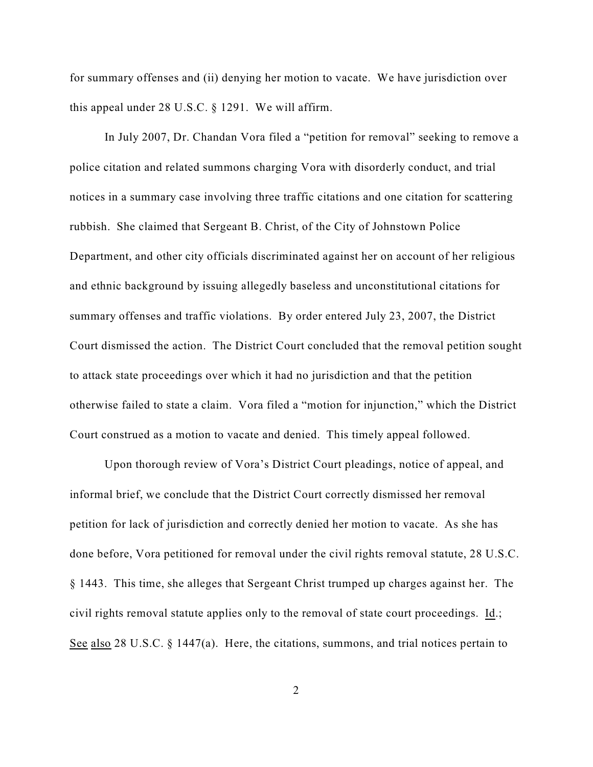for summary offenses and (ii) denying her motion to vacate. We have jurisdiction over this appeal under 28 U.S.C. § 1291. We will affirm.

In July 2007, Dr. Chandan Vora filed a "petition for removal" seeking to remove a police citation and related summons charging Vora with disorderly conduct, and trial notices in a summary case involving three traffic citations and one citation for scattering rubbish. She claimed that Sergeant B. Christ, of the City of Johnstown Police Department, and other city officials discriminated against her on account of her religious and ethnic background by issuing allegedly baseless and unconstitutional citations for summary offenses and traffic violations. By order entered July 23, 2007, the District Court dismissed the action. The District Court concluded that the removal petition sought to attack state proceedings over which it had no jurisdiction and that the petition otherwise failed to state a claim. Vora filed a "motion for injunction," which the District Court construed as a motion to vacate and denied. This timely appeal followed.

Upon thorough review of Vora's District Court pleadings, notice of appeal, and informal brief, we conclude that the District Court correctly dismissed her removal petition for lack of jurisdiction and correctly denied her motion to vacate. As she has done before, Vora petitioned for removal under the civil rights removal statute, 28 U.S.C. § 1443. This time, she alleges that Sergeant Christ trumped up charges against her. The civil rights removal statute applies only to the removal of state court proceedings. Id.; See also 28 U.S.C. § 1447(a). Here, the citations, summons, and trial notices pertain to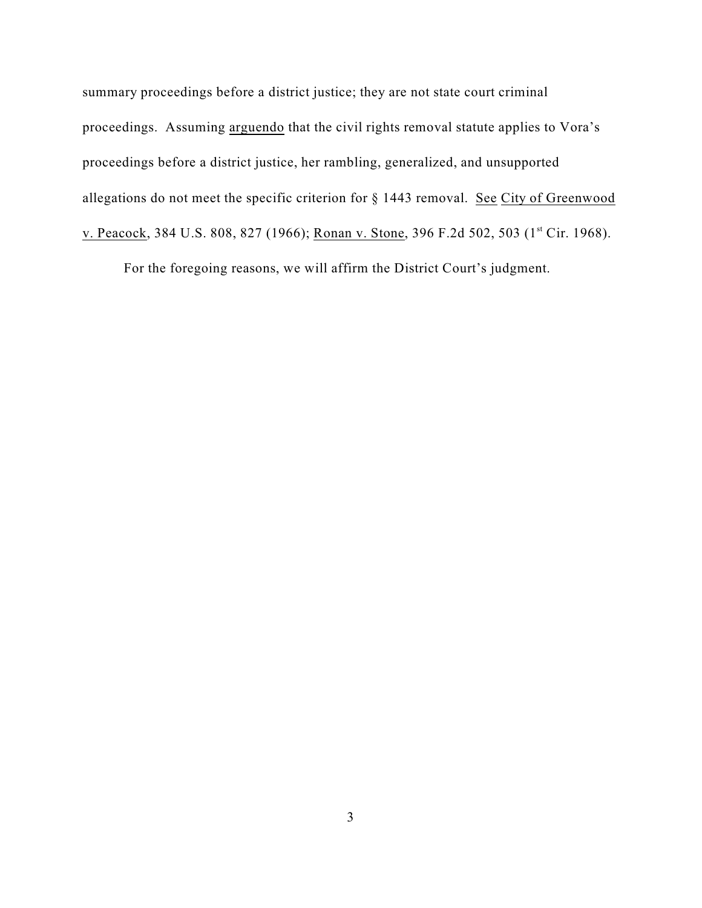summary proceedings before a district justice; they are not state court criminal proceedings. Assuming arguendo that the civil rights removal statute applies to Vora's proceedings before a district justice, her rambling, generalized, and unsupported allegations do not meet the specific criterion for § 1443 removal. See City of Greenwood v. Peacock, 384 U.S. 808, 827 (1966); Ronan v. Stone, 396 F.2d 502, 503 (1st Cir. 1968).

For the foregoing reasons, we will affirm the District Court's judgment.